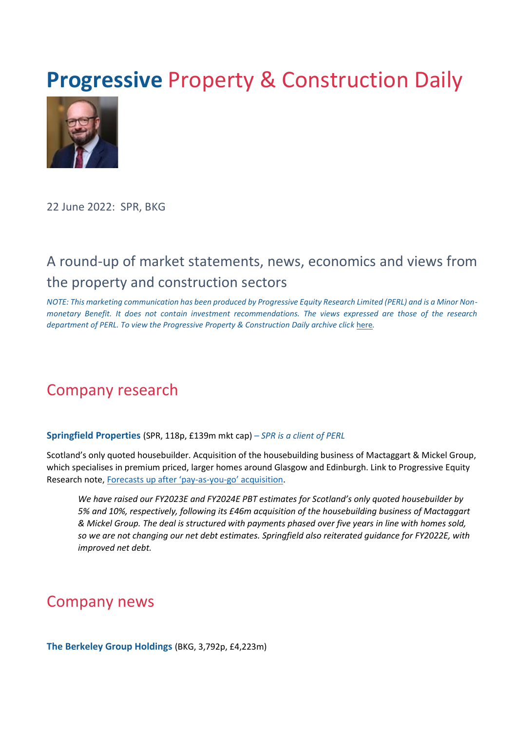# **Progressive** Property & Construction Daily

22 June 2022: SPR, BKG

## A round-up of market statements, news, economics and views from the property and construction sectors

*NOTE: This marketing communication has been produced by Progressive Equity Research Limited (PERL) and is a Minor Non-monetary Benefit. It does not contain investment recommendations. The views expressed are those of the research department of PERL. To view the Progressive Property & Construction Daily archive click here.*

## Company research

**Springfield Properties** (SPR, 118p, £139m mkt cap) *– SPR is a client of PERL*

Scotland's only quoted housebuilder. Acquisition of the housebuilding business of Mactaggart & Mickel Group, which specialises in premium priced, larger homes around Glasgow and Edinburgh. Link to Progressive Equity Research note, Forecasts up after 'pay-as-you-go' acquisition.

> *We have raised our FY2023E and FY2024E PBT estimates for Scotland's only quoted housebuilder by 5% and 10%, respectively, following its £46m acquisition of the housebuilding business of Mactaggart & Mickel Group. The deal is structured with payments phased over five years in line with homes sold, so we are not changing our net debt estimates. Springfield also reiterated guidance for FY2022E, with improved net debt.*

## Company news

**The Berkeley Group Holdings** (BKG, 3,792p, £4,223m)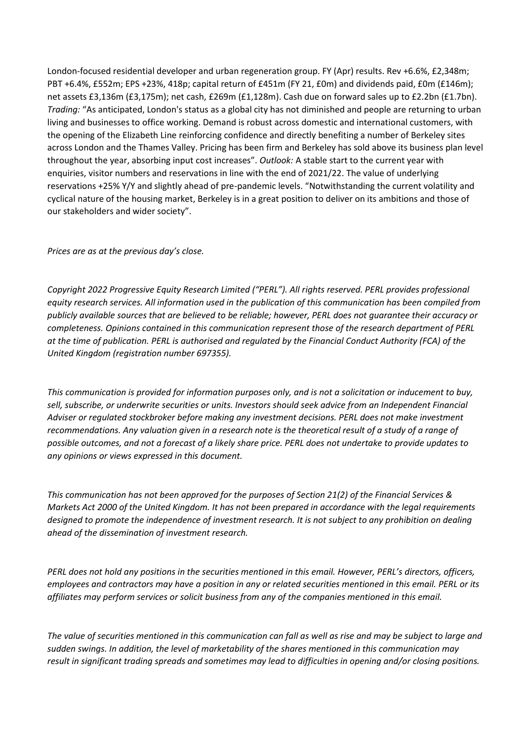London-focused residential developer and urban regeneration group. FY (Apr) results. Rev +6.6%, £2,348m; PBT +6.4%, £552m; EPS +23%, 418p; capital return of £451m (FY 21, £0m) and dividends paid, £0m (£146m); net assets £3,136m (£3,175m); net cash, £269m (£1,128m). Cash due on forward sales up to £2.2bn (£1.7bn). *Trading:* "As anticipated, London's status as a global city has not diminished and people are returning to urban living and businesses to office working. Demand is robust across domestic and international customers, with the opening of the Elizabeth Line reinforcing confidence and directly benefiting a number of Berkeley sites across London and the Thames Valley. Pricing has been firm and Berkeley has sold above its business plan level throughout the year, absorbing input cost increases". *Outlook:* A stable start to the current year with enquiries, visitor numbers and reservations in line with the end of 2021/22. The value of underlying reservations +25% Y/Y and slightly ahead of pre-pandemic levels. "Notwithstanding the current volatility and cyclical nature of the housing market, Berkeley is in a great position to deliver on its ambitions and those of our stakeholders and wider society".

*Prices are as at the previous day's close.*

*Copyright 2022 Progressive Equity Research Limited ("PERL"). All rights reserved. PERL provides professional equity research services. All information used in the publication of this communication has been compiled from publicly available sources that are believed to be reliable; however, PERL does not guarantee their accuracy or completeness. Opinions contained in this communication represent those of the research department of PERL at the time of publication. PERL is authorised and regulated by the Financial Conduct Authority (FCA) of the United Kingdom (registration number 697355).*

*This communication is provided for information purposes only, and is not a solicitation or inducement to buy, sell, subscribe, or underwrite securities or units. Investors should seek advice from an Independent Financial Adviser or regulated stockbroker before making any investment decisions. PERL does not make investment recommendations. Any valuation given in a research note is the theoretical result of a study of a range of possible outcomes, and not a forecast of a likely share price. PERL does not undertake to provide updates to any opinions or views expressed in this document.*

*This communication has not been approved for the purposes of Section 21(2) of the Financial Services & Markets Act 2000 of the United Kingdom. It has not been prepared in accordance with the legal requirements designed to promote the independence of investment research. It is not subject to any prohibition on dealing ahead of the dissemination of investment research.*

*PERL does not hold any positions in the securities mentioned in this email. However, PERL's directors, officers, employees and contractors may have a position in any or related securities mentioned in this email. PERL or its affiliates may perform services or solicit business from any of the companies mentioned in this email.*

*The value of securities mentioned in this communication can fall as well as rise and may be subject to large and sudden swings. In addition, the level of marketability of the shares mentioned in this communication may result in significant trading spreads and sometimes may lead to difficulties in opening and/or closing positions.*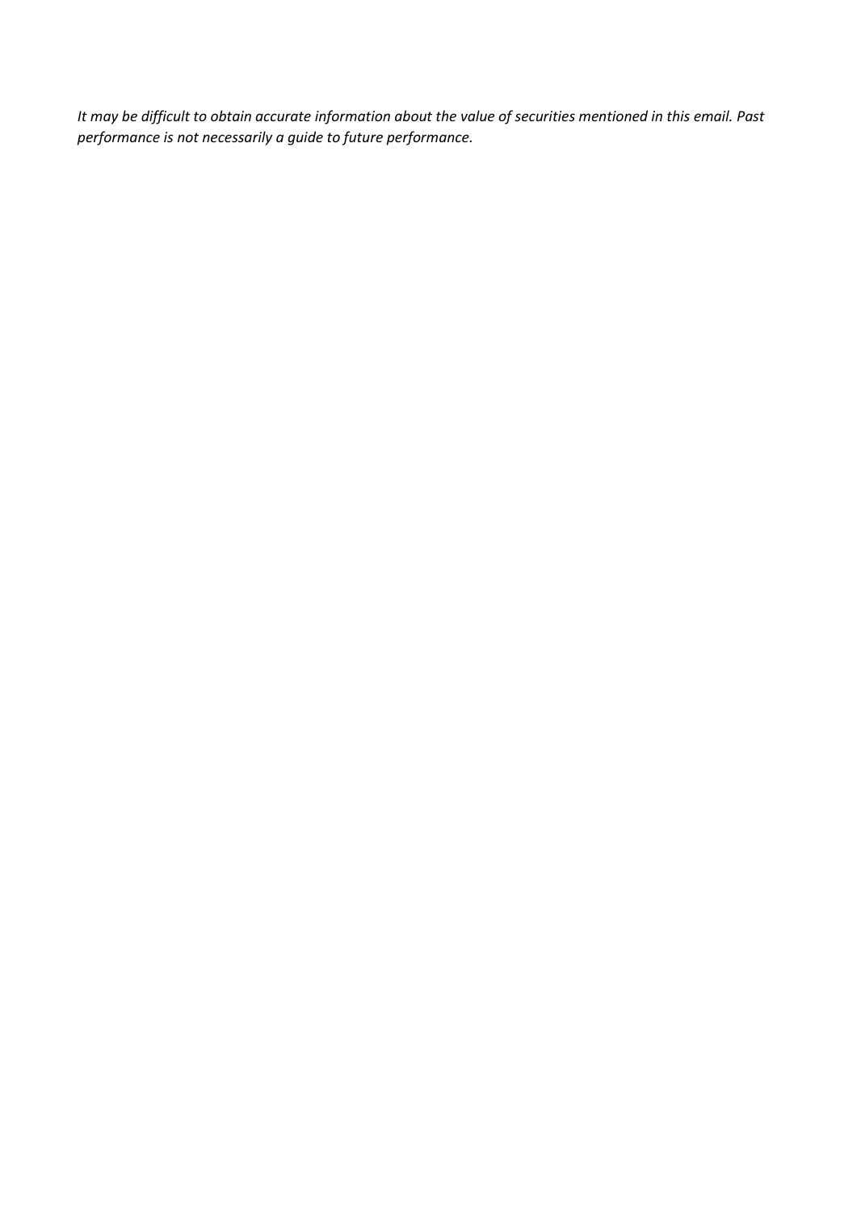*It may be difficult to obtain accurate information about the value of securities mentioned in this email. Past performance is not necessarily a guide to future performance.*